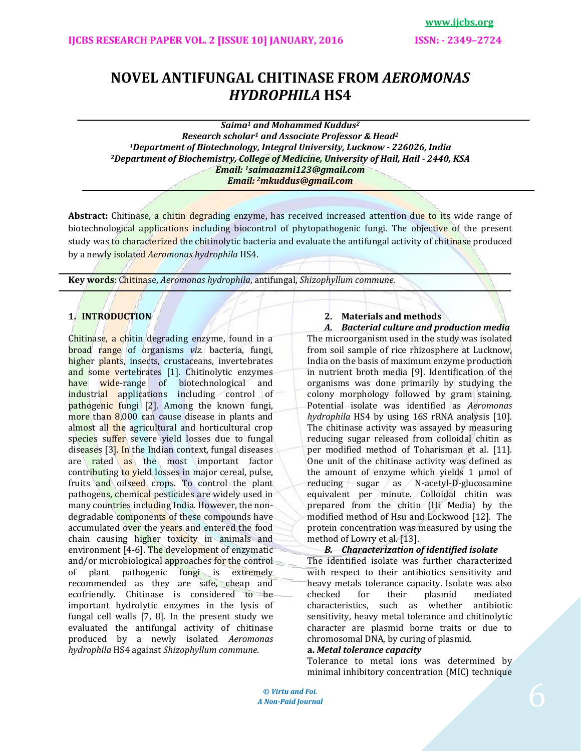# NOVEL ANTIFUNGAL CHITINASE FROM *AEROMONAS HYDROPHILA* HS4

***Saima[1] and Mohammed Kuddus[2]***
***Research scholar[1] and Associate Professor & Head[2]***
***[1]Department of Biotechnology, Integral University, Lucknow - 226026, India***
***[2]Department of Biochemistry, College of Medicine, University of Hail, Hail - 2440, KSA***
***Email: [1]saimaazmi123@gmail.com***
***Email: [2]mkuddus@gmail.com***

**Abstract:** Chitinase, a chitin degrading enzyme, has received increased attention due to its wide range of biotechnological applications including biocontrol of phytopathogenic fungi. The objective of the present study was to characterized the chitinolytic bacteria and evaluate the antifungal activity of chitinase produced by a newly isolated *Aeromonas hydrophila* HS4.

**Key words**: Chitinase, *Aeromonas hydrophila*, antifungal, *Shizophyllum commune.*

## 1. INTRODUCTION

Chitinase, a chitin degrading enzyme, found in a broad range of organisms *viz.* bacteria, fungi, higher plants, insects, crustaceans, invertebrates and some vertebrates [1]. Chitinolytic enzymes have wide-range of biotechnological and industrial applications including control of pathogenic fungi [2]. Among the known fungi, more than 8,000 can cause disease in plants and almost all the agricultural and horticultural crop species suffer severe yield losses due to fungal diseases [3]. In the Indian context, fungal diseases are rated as the most important factor contributing to yield losses in major cereal, pulse, fruits and oilseed crops. To control the plant pathogens, chemical pesticides are widely used in many countries including India. However, the non-degradable components of these compounds have accumulated over the years and entered the food chain causing higher toxicity in animals and environment [4-6]. The development of enzymatic and/or microbiological approaches for the control of plant pathogenic fungi is extremely recommended as they are safe, cheap and ecofriendly. Chitinase is considered to be important hydrolytic enzymes in the lysis of fungal cell walls [7, 8]. In the present study we evaluated the antifungal activity of chitinase produced by a newly isolated *Aeromonas hydrophila* HS4 against *Shizophyllum commune*.

## 2. Materials and methods

### *A. Bacterial culture and production media*

The microorganism used in the study was isolated from soil sample of rice rhizosphere at Lucknow, India on the basis of maximum enzyme production in nutrient broth media [9]. Identification of the organisms was done primarily by studying the colony morphology followed by gram staining. Potential isolate was identified as *Aeromonas hydrophila* HS4 by using 16S rRNA analysis [10]. The chitinase activity was assayed by measuring reducing sugar released from colloidal chitin as per modified method of Toharisman et al. [11]. One unit of the chitinase activity was defined as the amount of enzyme which yields 1 µmol of reducing sugar as N-acetyl-D-glucosamine equivalent per minute. Colloidal chitin was prepared from the chitin (Hi Media) by the modified method of Hsu and Lockwood [12]. The protein concentration was measured by using the method of Lowry et al. [13].

### *B. Characterization of identified isolate*

The identified isolate was further characterized with respect to their antibiotics sensitivity and heavy metals tolerance capacity. Isolate was also checked for their plasmid mediated characteristics, such as whether antibiotic sensitivity, heavy metal tolerance and chitinolytic character are plasmid borne traits or due to chromosomal DNA, by curing of plasmid.

**a.** ***Metal tolerance capacity***

Tolerance to metal ions was determined by minimal inhibitory concentration (MIC) technique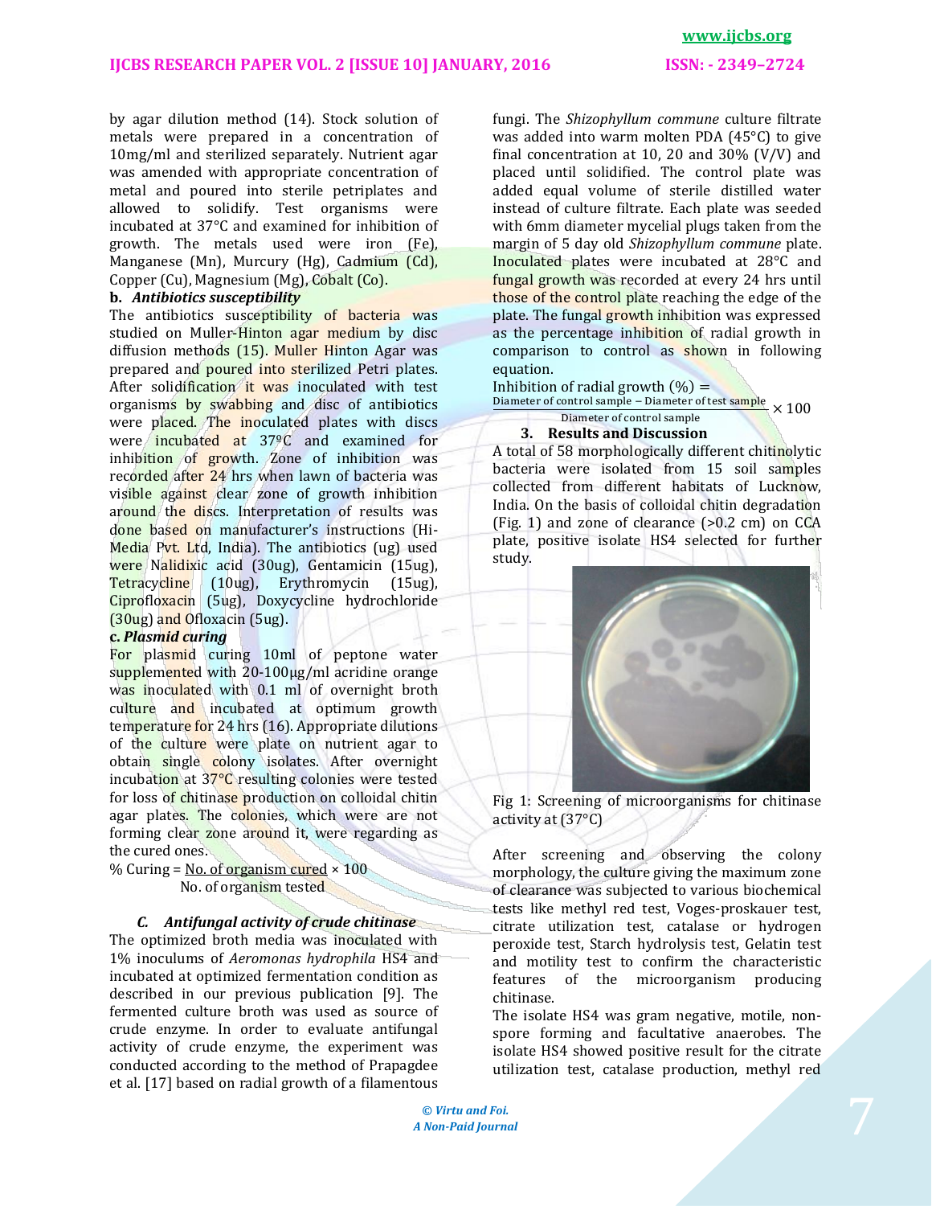by agar dilution method (14). Stock solution of metals were prepared in a concentration of 10mg/ml and sterilized separately. Nutrient agar was amended with appropriate concentration of metal and poured into sterile petriplates and allowed to solidify. Test organisms were incubated at 37°C and examined for inhibition of growth. The metals used were iron (Fe), Manganese (Mn), Murcury (Hg), Cadmium (Cd), Copper (Cu), Magnesium (Mg), Cobalt (Co).

**b. *Antibiotics susceptibility***

The antibiotics susceptibility of bacteria was studied on Muller-Hinton agar medium by disc diffusion methods (15). Muller Hinton Agar was prepared and poured into sterilized Petri plates. After solidification it was inoculated with test organisms by swabbing and disc of antibiotics were placed. The inoculated plates with discs were incubated at 37ºC and examined for inhibition of growth. Zone of inhibition was recorded after 24 hrs when lawn of bacteria was visible against clear zone of growth inhibition around the discs. Interpretation of results was done based on manufacturer's instructions (Hi-Media Pvt. Ltd, India). The antibiotics (ug) used were Nalidixic acid (30ug), Gentamicin (15ug), Tetracycline (10ug), Erythromycin (15ug), Ciprofloxacin (5ug), Doxycycline hydrochloride (30ug) and Ofloxacin (5ug).

**c. *Plasmid curing***

For plasmid curing 10ml of peptone water supplemented with 20-100μg/ml acridine orange was inoculated with 0.1 ml of overnight broth culture and incubated at optimum growth temperature for 24 hrs (16). Appropriate dilutions of the culture were plate on nutrient agar to obtain single colony isolates. After overnight incubation at 37°C resulting colonies were tested for loss of chitinase production on colloidal chitin agar plates. The colonies, which were are not forming clear zone around it, were regarding as the cured ones.

$$\% \text{ Curing} = \frac{\text{No. of organism cured}}{\text{No. of organism tested}} \times 100$$

***C. Antifungal activity of crude chitinase***

The optimized broth media was inoculated with 1% inoculums of *Aeromonas hydrophila* HS4 and incubated at optimized fermentation condition as described in our previous publication [9]. The fermented culture broth was used as source of crude enzyme. In order to evaluate antifungal activity of crude enzyme, the experiment was conducted according to the method of Prapagdee et al. [17] based on radial growth of a filamentous fungi. The *Shizophyllum commune* culture filtrate was added into warm molten PDA (45°C) to give final concentration at 10, 20 and 30% (V/V) and placed until solidified. The control plate was added equal volume of sterile distilled water instead of culture filtrate. Each plate was seeded with 6mm diameter mycelial plugs taken from the margin of 5 day old *Shizophyllum commune* plate. Inoculated plates were incubated at 28°C and fungal growth was recorded at every 24 hrs until those of the control plate reaching the edge of the plate. The fungal growth inhibition was expressed as the percentage inhibition of radial growth in comparison to control as shown in following equation.

$$\text{Inhibition of radial growth (\%)} = \frac{\text{Diameter of control sample} - \text{Diameter of test sample}}{\text{Diameter of control sample}} \times 100$$

## 3. Results and Discussion

A total of 58 morphologically different chitinolytic bacteria were isolated from 15 soil samples collected from different habitats of Lucknow, India. On the basis of colloidal chitin degradation (Fig. 1) and zone of clearance (>0.2 cm) on CCA plate, positive isolate HS4 selected for further study.

Fig 1: Screening of microorganisms for chitinase activity at (37°C)

After screening and observing the colony morphology, the culture giving the maximum zone of clearance was subjected to various biochemical tests like methyl red test, Voges-proskauer test, citrate utilization test, catalase or hydrogen peroxide test, Starch hydrolysis test, Gelatin test and motility test to confirm the characteristic features of the microorganism producing chitinase.

The isolate HS4 was gram negative, motile, non-spore forming and facultative anaerobes. The isolate HS4 showed positive result for the citrate utilization test, catalase production, methyl red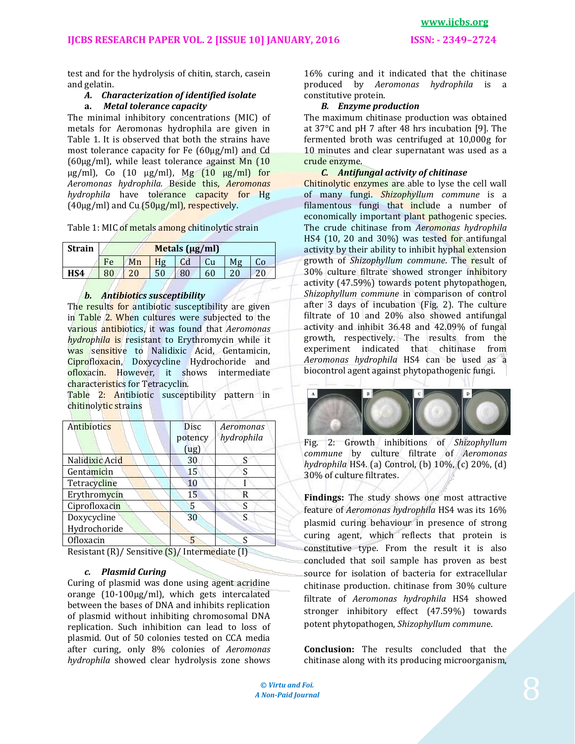test and for the hydrolysis of chitin, starch, casein and gelatin.

### *A. Characterization of identified isolate*

#### a. *Metal tolerance capacity*

The minimal inhibitory concentrations (MIC) of metals for Aeromonas hydrophila are given in Table 1. It is observed that both the strains have most tolerance capacity for Fe (60µg/ml) and Cd (60µg/ml), while least tolerance against Mn (10 µg/ml), Co (10 µg/ml), Mg (10 µg/ml) for *Aeromonas hydrophila.* Beside this, *Aeromonas hydrophila* have tolerance capacity for Hg (40µg/ml) and Cu (50µg/ml), respectively.

Table 1: MIC of metals among chitinolytic strain

| Strain | Metals (µg/ml) | | | | | | |
|---|---|---|---|---|---|---|---|
| | Fe | Mn | Hg | Cd | Cu | Mg | Co |
| **HS4** | 80 | 20 | 50 | 80 | 60 | 20 | 20 |

#### b. *Antibiotics susceptibility*

The results for antibiotic susceptibility are given in Table 2. When cultures were subjected to the various antibiotics, it was found that *Aeromonas hydrophila* is resistant to Erythromycin while it was sensitive to Nalidixic Acid, Gentamicin, Ciprofloxacin, Doxycycline Hydrochoride and ofloxacin. However, it shows intermediate characteristics for Tetracyclin.

Table 2: Antibiotic susceptibility pattern in chitinolytic strains

| Antibiotics | Disc potency (ug) | *Aeromonas hydrophila* |
|---|---|---|
| Nalidixic Acid | 30 | S |
| Gentamicin | 15 | S |
| Tetracycline | 10 | I |
| Erythromycin | 15 | R |
| Ciprofloxacin | 5 | S |
| Doxycycline Hydrochoride | 30 | S |
| Ofloxacin | 5 | S |

Resistant (R)/ Sensitive (S)/ Intermediate (I)

#### c. *Plasmid Curing*

Curing of plasmid was done using agent acridine orange (10-100µg/ml), which gets intercalated between the bases of DNA and inhibits replication of plasmid without inhibiting chromosomal DNA replication. Such inhibition can lead to loss of plasmid. Out of 50 colonies tested on CCA media after curing, only 8% colonies of *Aeromonas hydrophila* showed clear hydrolysis zone shows 16% curing and it indicated that the chitinase produced by *Aeromonas hydrophila* is a constitutive protein.

### *B. Enzyme production*

The maximum chitinase production was obtained at 37°C and pH 7 after 48 hrs incubation [9]. The fermented broth was centrifuged at 10,000g for 10 minutes and clear supernatant was used as a crude enzyme.

### *C. Antifungal activity of chitinase*

Chitinolytic enzymes are able to lyse the cell wall of many fungi. *Shizophyllum commune* is a filamentous fungi that include a number of economically important plant pathogenic species. The crude chitinase from *Aeromonas hydrophila* HS4 (10, 20 and 30%) was tested for antifungal activity by their ability to inhibit hyphal extension growth of *Shizophyllum commune*. The result of 30% culture filtrate showed stronger inhibitory activity (47.59%) towards potent phytopathogen, *Shizophyllum commune* in comparison of control after 3 days of incubation (Fig. 2). The culture filtrate of 10 and 20% also showed antifungal activity and inhibit 36.48 and 42.09% of fungal growth, respectively. The results from the experiment indicated that chitinase from *Aeromonas hydrophila* HS4 can be used as a biocontrol agent against phytopathogenic fungi.

Fig. 2: Growth inhibitions of *Shizophyllum commune* by culture filtrate of *Aeromonas hydrophila* HS4. (a) Control, (b) 10%, (c) 20%, (d) 30% of culture filtrates.

**Findings:** The study shows one most attractive feature of *Aeromonas hydrophila* HS4 was its 16% plasmid curing behaviour in presence of strong curing agent, which reflects that protein is constitutive type. From the result it is also concluded that soil sample has proven as best source for isolation of bacteria for extracellular chitinase production. chitinase from 30% culture filtrate of *Aeromonas hydrophila* HS4 showed stronger inhibitory effect (47.59%) towards potent phytopathogen, *Shizophyllum commune*.

**Conclusion:** The results concluded that the chitinase along with its producing microorganism,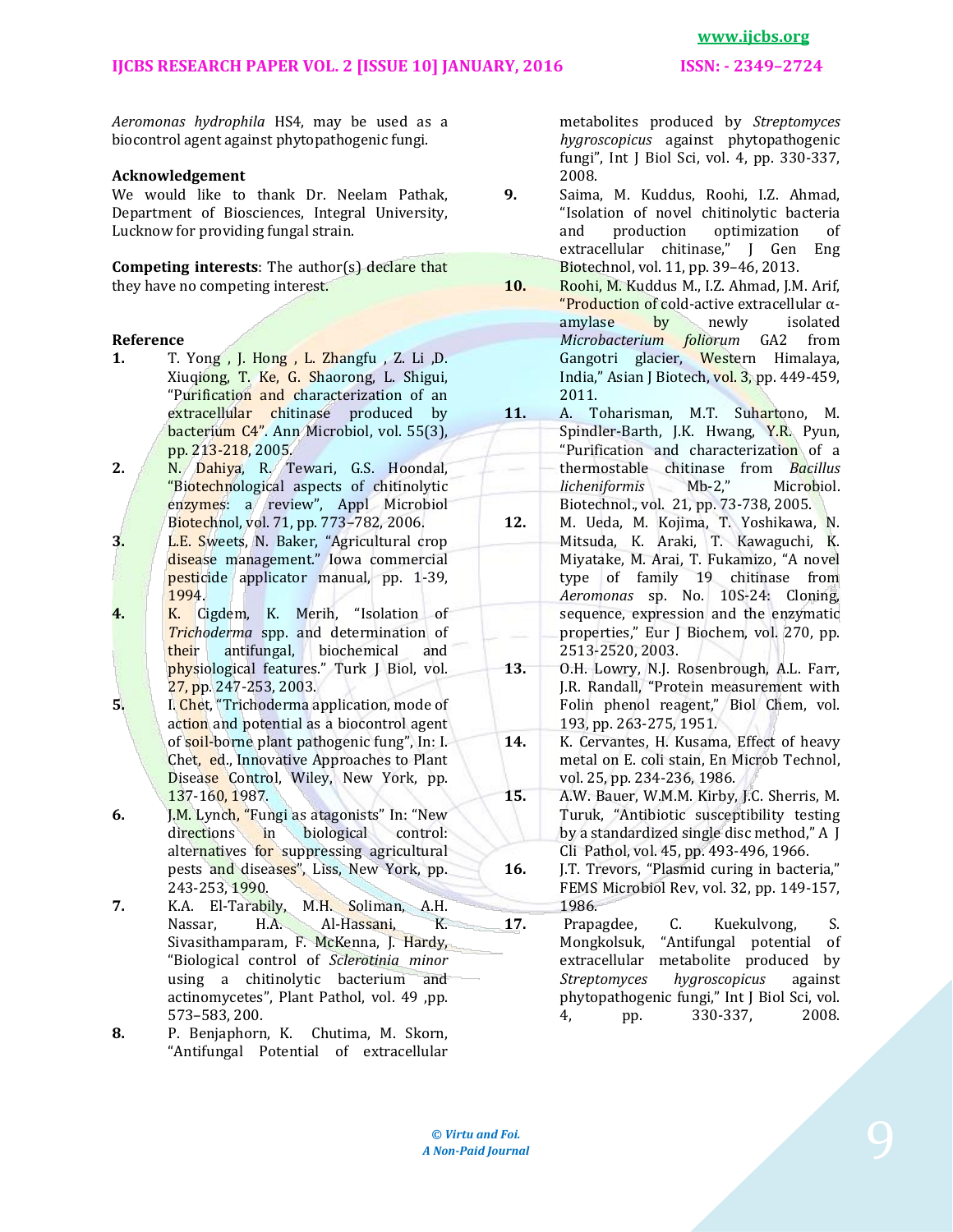*Aeromonas hydrophila* HS4, may be used as a biocontrol agent against phytopathogenic fungi.

**Acknowledgement**

We would like to thank Dr. Neelam Pathak, Department of Biosciences, Integral University, Lucknow for providing fungal strain.

**Competing interests**: The author(s) declare that they have no competing interest.

**Reference**

1. T. Yong , J. Hong , L. Zhangfu , Z. Li ,D. Xiuqiong, T. Ke, G. Shaorong, L. Shigui, "Purification and characterization of an extracellular chitinase produced by bacterium C4". Ann Microbiol, vol. 55(3), pp. 213-218, 2005.
2. N. Dahiya, R. Tewari, G.S. Hoondal, "Biotechnological aspects of chitinolytic enzymes: a review", Appl Microbiol Biotechnol, vol. 71, pp. 773–782, 2006.
3. L.E. Sweets, N. Baker, "Agricultural crop disease management." Iowa commercial pesticide applicator manual, pp. 1-39, 1994.
4. K. Cigdem, K. Merih, "Isolation of *Trichoderma* spp. and determination of their antifungal, biochemical and physiological features." Turk J Biol, vol. 27, pp. 247-253, 2003.
5. I. Chet, "Trichoderma application, mode of action and potential as a biocontrol agent of soil-borne plant pathogenic fung", In: I. Chet, ed., Innovative Approaches to Plant Disease Control, Wiley, New York, pp. 137-160, 1987.
6. J.M. Lynch, "Fungi as atagonists" In: "New directions in biological control: alternatives for suppressing agricultural pests and diseases", Liss, New York, pp. 243-253, 1990.
7. K.A. El-Tarabily, M.H. Soliman, A.H. Nassar, H.A. Al-Hassani, K. Sivasithamparam, F. McKenna, J. Hardy, "Biological control of *Sclerotinia minor* using a chitinolytic bacterium and actinomycetes", Plant Pathol, vol. 49 ,pp. 573–583, 200.
8. P. Benjaphorn, K. Chutima, M. Skorn, "Antifungal Potential of extracellular metabolites produced by *Streptomyces hygroscopicus* against phytopathogenic fungi", Int J Biol Sci, vol. 4, pp. 330-337, 2008.
9. Saima, M. Kuddus, Roohi, I.Z. Ahmad, "Isolation of novel chitinolytic bacteria and production optimization of extracellular chitinase," J Gen Eng Biotechnol, vol. 11, pp. 39–46, 2013.
10. Roohi, M. Kuddus M., I.Z. Ahmad, J.M. Arif, "Production of cold-active extracellular α-amylase by newly isolated *Microbacterium foliorum* GA2 from Gangotri glacier, Western Himalaya, India," Asian J Biotech, vol. 3, pp. 449-459, 2011.
11. A. Toharisman, M.T. Suhartono, M. Spindler-Barth, J.K. Hwang, Y.R. Pyun, "Purification and characterization of a thermostable chitinase from *Bacillus licheniformis* Mb-2," Microbiol. Biotechnol., vol. 21, pp. 73-738, 2005.
12. M. Ueda, M. Kojima, T. Yoshikawa, N. Mitsuda, K. Araki, T. Kawaguchi, K. Miyatake, M. Arai, T. Fukamizo, "A novel type of family 19 chitinase from *Aeromonas* sp. No. 10S-24: Cloning, sequence, expression and the enzymatic properties," Eur J Biochem, vol. 270, pp. 2513-2520, 2003.
13. O.H. Lowry, N.J. Rosenbrough, A.L. Farr, J.R. Randall, "Protein measurement with Folin phenol reagent," Biol Chem, vol. 193, pp. 263-275, 1951.
14. K. Cervantes, H. Kusama, Effect of heavy metal on E. coli stain, En Microb Technol, vol. 25, pp. 234-236, 1986.
15. A.W. Bauer, W.M.M. Kirby, J.C. Sherris, M. Turuk, "Antibiotic susceptibility testing by a standardized single disc method," A J Cli Pathol, vol. 45, pp. 493-496, 1966.
16. J.T. Trevors, "Plasmid curing in bacteria," FEMS Microbiol Rev, vol. 32, pp. 149-157, 1986.
17. Prapagdee, C. Kuekulvong, S. Mongkolsuk, "Antifungal potential of extracellular metabolite produced by *Streptomyces hygroscopicus* against phytopathogenic fungi," Int J Biol Sci, vol. 4, pp. 330-337, 2008.